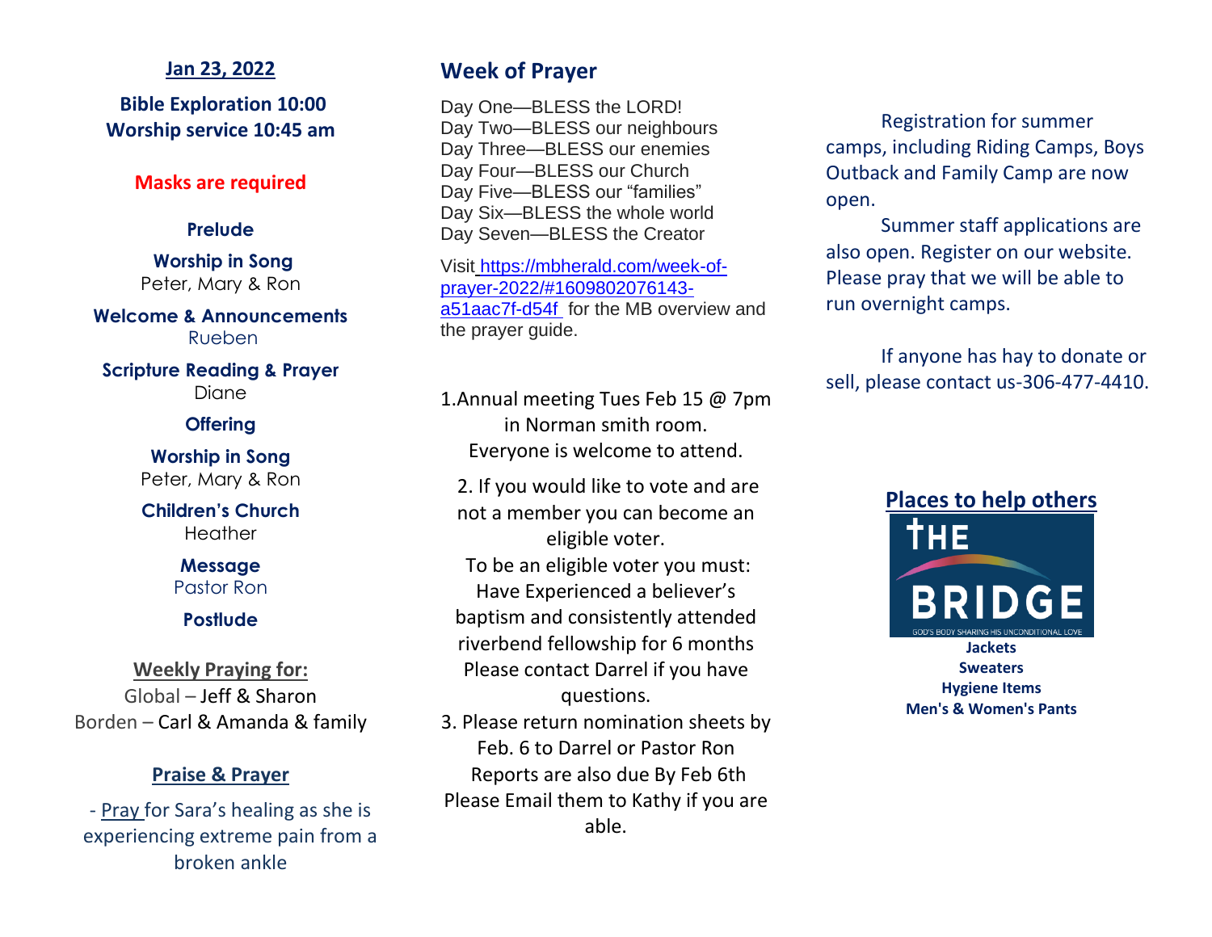**Jan 23, 2022**

**Bible Exploration 10:00**
**Worship service 10:45 am**

**Masks are required**

**Prelude**

**Worship in Song**
Peter, Mary & Ron

**Welcome & Announcements**
Rueben

**Scripture Reading & Prayer**
Diane

**Offering**

**Worship in Song**
Peter, Mary & Ron

**Children's Church**
Heather

**Message**
Pastor Ron

**Postlude**

**Weekly Praying for:**

Global – Jeff & Sharon
Borden – Carl & Amanda & family

**Praise & Prayer**

- Pray for Sara's healing as she is experiencing extreme pain from a broken ankle

## Week of Prayer

Day One—BLESS the LORD!
Day Two—BLESS our neighbours
Day Three—BLESS our enemies
Day Four—BLESS our Church
Day Five—BLESS our "families"
Day Six—BLESS the whole world
Day Seven—BLESS the Creator

Visit https://mbherald.com/week-of-prayer-2022/#1609802076143-a51aac7f-d54f for the MB overview and the prayer guide.

1.Annual meeting Tues Feb 15 @ 7pm in Norman smith room. Everyone is welcome to attend.

2. If you would like to vote and are not a member you can become an eligible voter.
To be an eligible voter you must:
Have Experienced a believer's baptism and consistently attended riverbend fellowship for 6 months
Please contact Darrel if you have questions.

3. Please return nomination sheets by Feb. 6 to Darrel or Pastor Ron
Reports are also due By Feb 6th
Please Email them to Kathy if you are able.

Registration for summer camps, including Riding Camps, Boys Outback and Family Camp are now open.

Summer staff applications are also open. Register on our website. Please pray that we will be able to run overnight camps.

If anyone has hay to donate or sell, please contact us-306-477-4410.

**Places to help others**

THE BRIDGE
GOD'S BODY SHARING HIS UNCONDITIONAL LOVE

**Jackets**
**Sweaters**
**Hygiene Items**
**Men's & Women's Pants**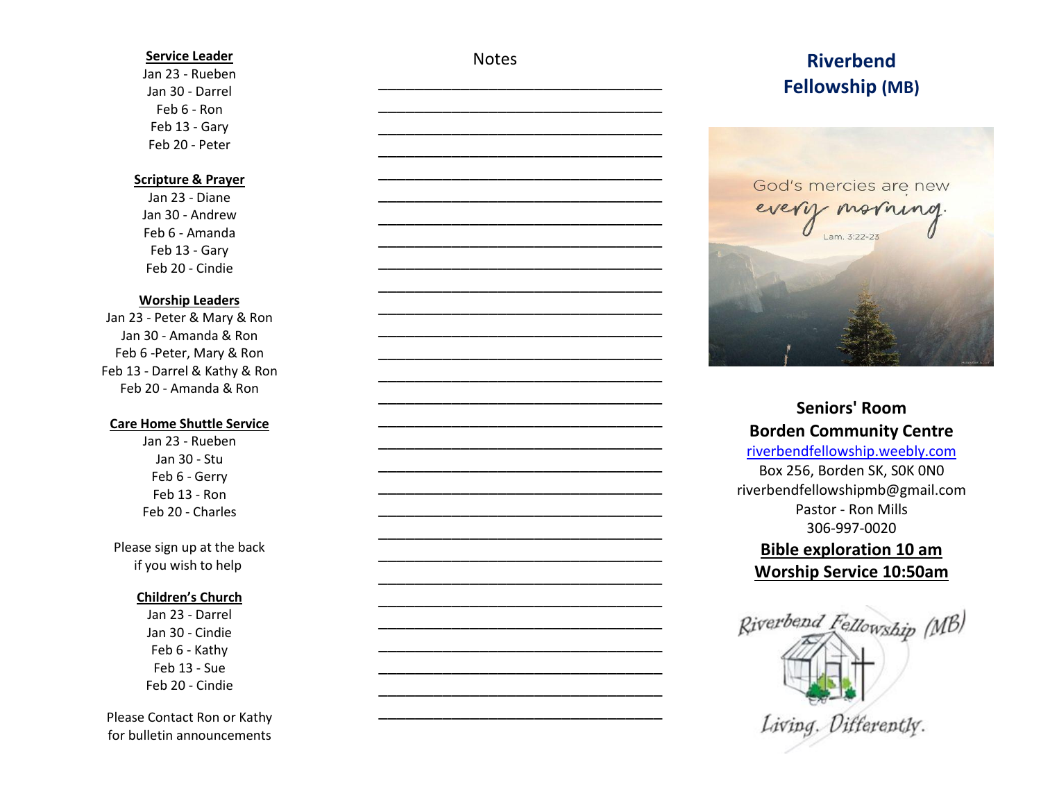**Service Leader**

Jan 23 - Rueben
Jan 30 - Darrel
Feb 6 - Ron
Feb 13 - Gary
Feb 20 - Peter

**Scripture & Prayer**

Jan 23 - Diane
Jan 30 - Andrew
Feb 6 - Amanda
Feb 13 - Gary
Feb 20 - Cindie

**Worship Leaders**

Jan 23 - Peter & Mary & Ron
Jan 30 - Amanda & Ron
Feb 6 -Peter, Mary & Ron
Feb 13 - Darrel & Kathy & Ron
Feb 20 - Amanda & Ron

**Care Home Shuttle Service**

Jan 23 - Rueben
Jan 30 - Stu
Feb 6 - Gerry
Feb 13 - Ron
Feb 20 - Charles

Please sign up at the back if you wish to help

**Children's Church**

Jan 23 - Darrel
Jan 30 - Cindie
Feb 6 - Kathy
Feb 13 - Sue
Feb 20 - Cindie

Please Contact Ron or Kathy for bulletin announcements

Notes

______________________________________
______________________________________
______________________________________
______________________________________
______________________________________
______________________________________
______________________________________
______________________________________
______________________________________
______________________________________
______________________________________
______________________________________
______________________________________
______________________________________
______________________________________
______________________________________
______________________________________
______________________________________
______________________________________
______________________________________
______________________________________
______________________________________
______________________________________
______________________________________
______________________________________
______________________________________
______________________________________
______________________________________
______________________________________

# Riverbend Fellowship (MB)

God's mercies are new every morning. Lam. 3:22-23

**Seniors' Room**
**Borden Community Centre**

riverbendfellowship.weebly.com
Box 256, Borden SK, S0K 0N0
riverbendfellowshipmb@gmail.com
Pastor - Ron Mills
306-997-0020

**Bible exploration 10 am**
**Worship Service 10:50am**

Riverbend Fellowship (MB)
Living. Differently.